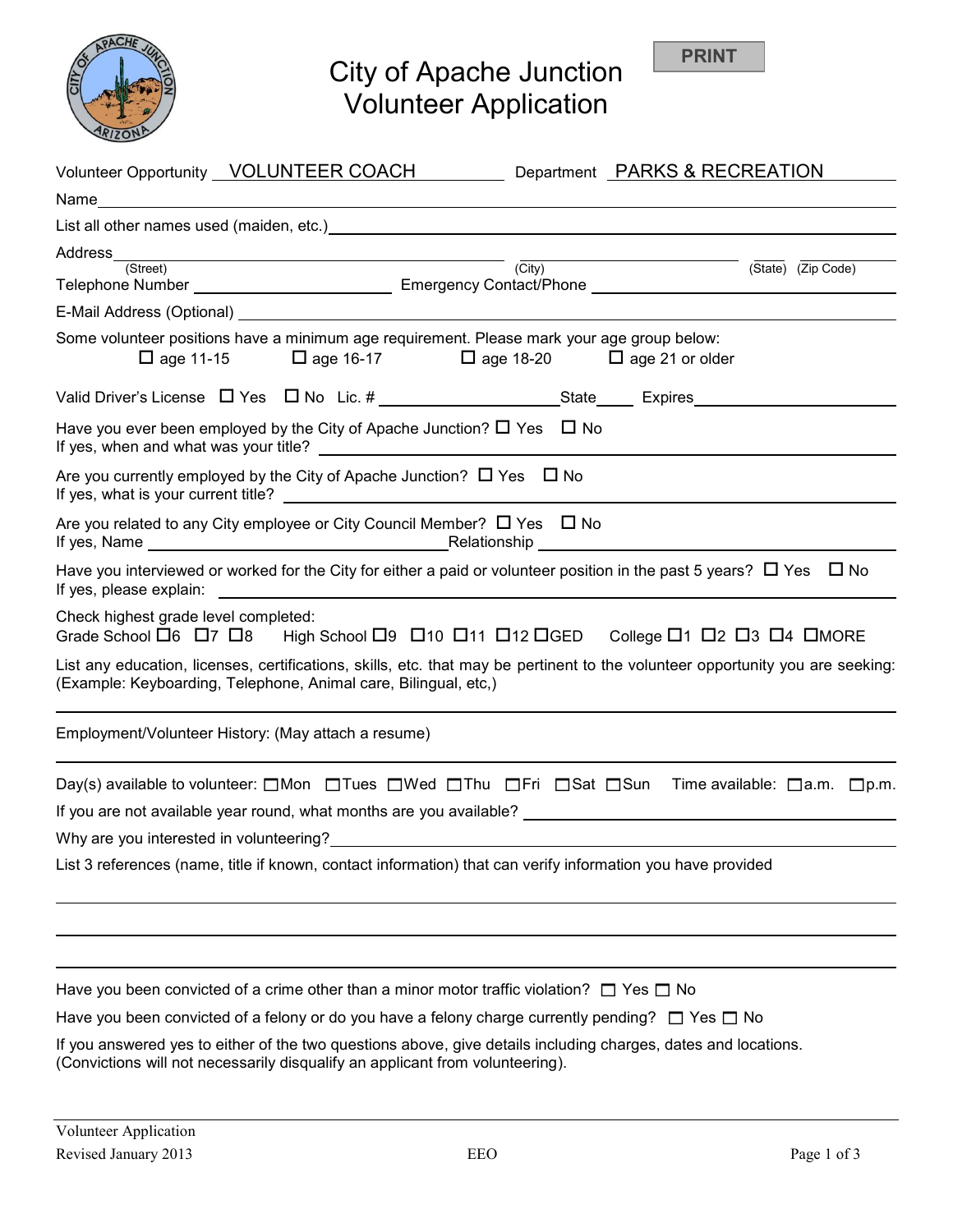# City of Apache Junction
# Volunteer Application

PRINT

Volunteer Opportunity VOLUNTEER COACH Department PARKS & RECREATION

Name

List all other names used (maiden, etc.)

Address
(Street) (City) (State) (Zip Code)

Telephone Number Emergency Contact/Phone

E-Mail Address (Optional)

Some volunteer positions have a minimum age requirement. Please mark your age group below:
☐ age 11-15 ☐ age 16-17 ☐ age 18-20 ☐ age 21 or older

Valid Driver's License ☐ Yes ☐ No Lic. # State Expires

Have you ever been employed by the City of Apache Junction? ☐ Yes ☐ No
If yes, when and what was your title?

Are you currently employed by the City of Apache Junction? ☐ Yes ☐ No
If yes, what is your current title?

Are you related to any City employee or City Council Member? ☐ Yes ☐ No
If yes, Name Relationship

Have you interviewed or worked for the City for either a paid or volunteer position in the past 5 years? ☐ Yes ☐ No
If yes, please explain:

Check highest grade level completed:
Grade School ☐6 ☐7 ☐8 High School ☐9 ☐10 ☐11 ☐12 ☐GED College ☐1 ☐2 ☐3 ☐4 ☐MORE

List any education, licenses, certifications, skills, etc. that may be pertinent to the volunteer opportunity you are seeking: (Example: Keyboarding, Telephone, Animal care, Bilingual, etc,)

Employment/Volunteer History: (May attach a resume)

Day(s) available to volunteer: ☐Mon ☐Tues ☐Wed ☐Thu ☐Fri ☐Sat ☐Sun Time available: ☐a.m. ☐p.m.

If you are not available year round, what months are you available?

Why are you interested in volunteering?

List 3 references (name, title if known, contact information) that can verify information you have provided

Have you been convicted of a crime other than a minor motor traffic violation? ☐ Yes ☐ No

Have you been convicted of a felony or do you have a felony charge currently pending? ☐ Yes ☐ No

If you answered yes to either of the two questions above, give details including charges, dates and locations. (Convictions will not necessarily disqualify an applicant from volunteering).

Volunteer Application
Revised January 2013 EEO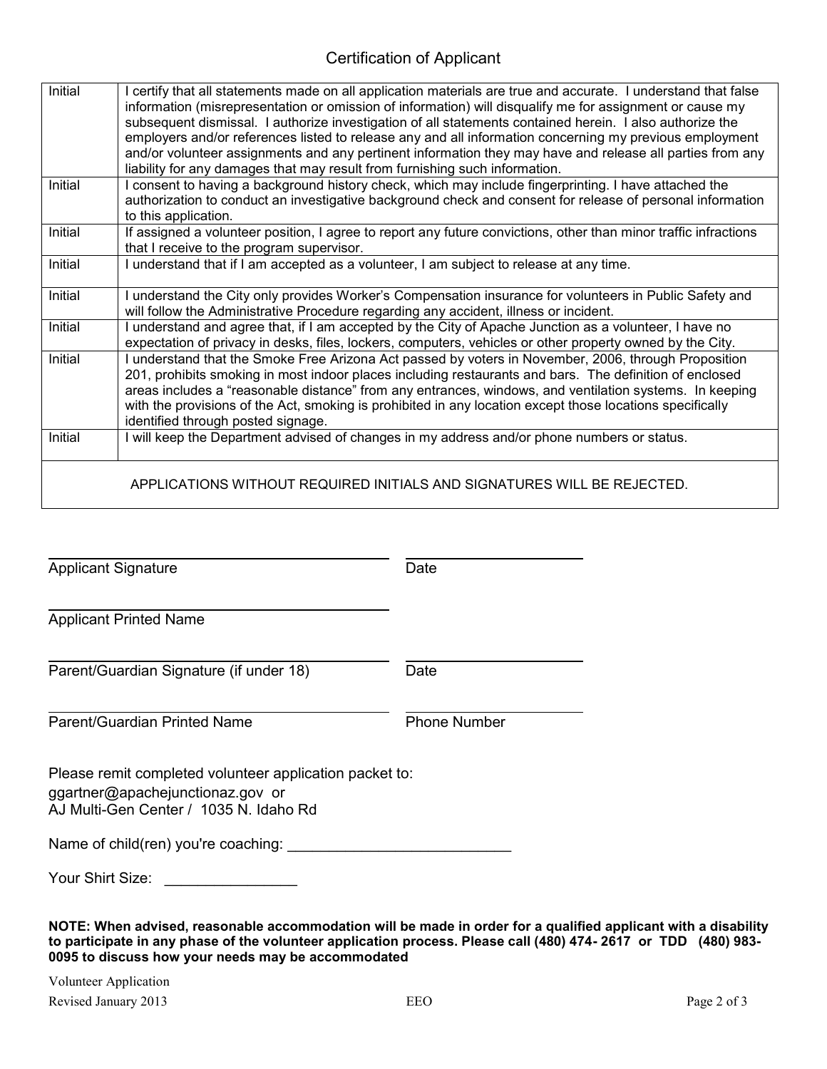## Certification of Applicant

| | |
|---|---|
| Initial | I certify that all statements made on all application materials are true and accurate. I understand that false information (misrepresentation or omission of information) will disqualify me for assignment or cause my subsequent dismissal. I authorize investigation of all statements contained herein. I also authorize the employers and/or references listed to release any and all information concerning my previous employment and/or volunteer assignments and any pertinent information they may have and release all parties from any liability for any damages that may result from furnishing such information. |
| Initial | I consent to having a background history check, which may include fingerprinting. I have attached the authorization to conduct an investigative background check and consent for release of personal information to this application. |
| Initial | If assigned a volunteer position, I agree to report any future convictions, other than minor traffic infractions that I receive to the program supervisor. |
| Initial | I understand that if I am accepted as a volunteer, I am subject to release at any time. |
| Initial | I understand the City only provides Worker's Compensation insurance for volunteers in Public Safety and will follow the Administrative Procedure regarding any accident, illness or incident. |
| Initial | I understand and agree that, if I am accepted by the City of Apache Junction as a volunteer, I have no expectation of privacy in desks, files, lockers, computers, vehicles or other property owned by the City. |
| Initial | I understand that the Smoke Free Arizona Act passed by voters in November, 2006, through Proposition 201, prohibits smoking in most indoor places including restaurants and bars. The definition of enclosed areas includes a "reasonable distance" from any entrances, windows, and ventilation systems. In keeping with the provisions of the Act, smoking is prohibited in any location except those locations specifically identified through posted signage. |
| Initial | I will keep the Department advised of changes in my address and/or phone numbers or status. |
| APPLICATIONS WITHOUT REQUIRED INITIALS AND SIGNATURES WILL BE REJECTED. | |

\_\_\_\_\_\_\_\_\_\_\_\_\_\_\_\_\_\_\_\_\_\_\_\_\_\_\_\_\_\_\_\_\_\_ \_\_\_\_\_\_\_\_\_\_\_\_\_\_\_\_\_\_
Applicant Signature Date

\_\_\_\_\_\_\_\_\_\_\_\_\_\_\_\_\_\_\_\_\_\_\_\_\_\_\_\_\_\_\_\_\_\_
Applicant Printed Name

\_\_\_\_\_\_\_\_\_\_\_\_\_\_\_\_\_\_\_\_\_\_\_\_\_\_\_\_\_\_\_\_\_\_ \_\_\_\_\_\_\_\_\_\_\_\_\_\_\_\_\_\_
Parent/Guardian Signature (if under 18) Date

\_\_\_\_\_\_\_\_\_\_\_\_\_\_\_\_\_\_\_\_\_\_\_\_\_\_\_\_\_\_\_\_\_\_ \_\_\_\_\_\_\_\_\_\_\_\_\_\_\_\_\_\_
Parent/Guardian Printed Name Phone Number

Please remit completed volunteer application packet to:
ggartner@apachejunctionaz.gov or
AJ Multi-Gen Center / 1035 N. Idaho Rd

Name of child(ren) you're coaching: \_\_\_\_\_\_\_\_\_\_\_\_\_\_\_\_\_\_\_\_\_\_\_\_\_\_

Your Shirt Size: \_\_\_\_\_\_\_\_\_\_\_\_\_\_\_\_

**NOTE: When advised, reasonable accommodation will be made in order for a qualified applicant with a disability to participate in any phase of the volunteer application process. Please call (480) 474- 2617 or TDD (480) 983-0095 to discuss how your needs may be accommodated**

Volunteer Application
Revised January 2013 EEO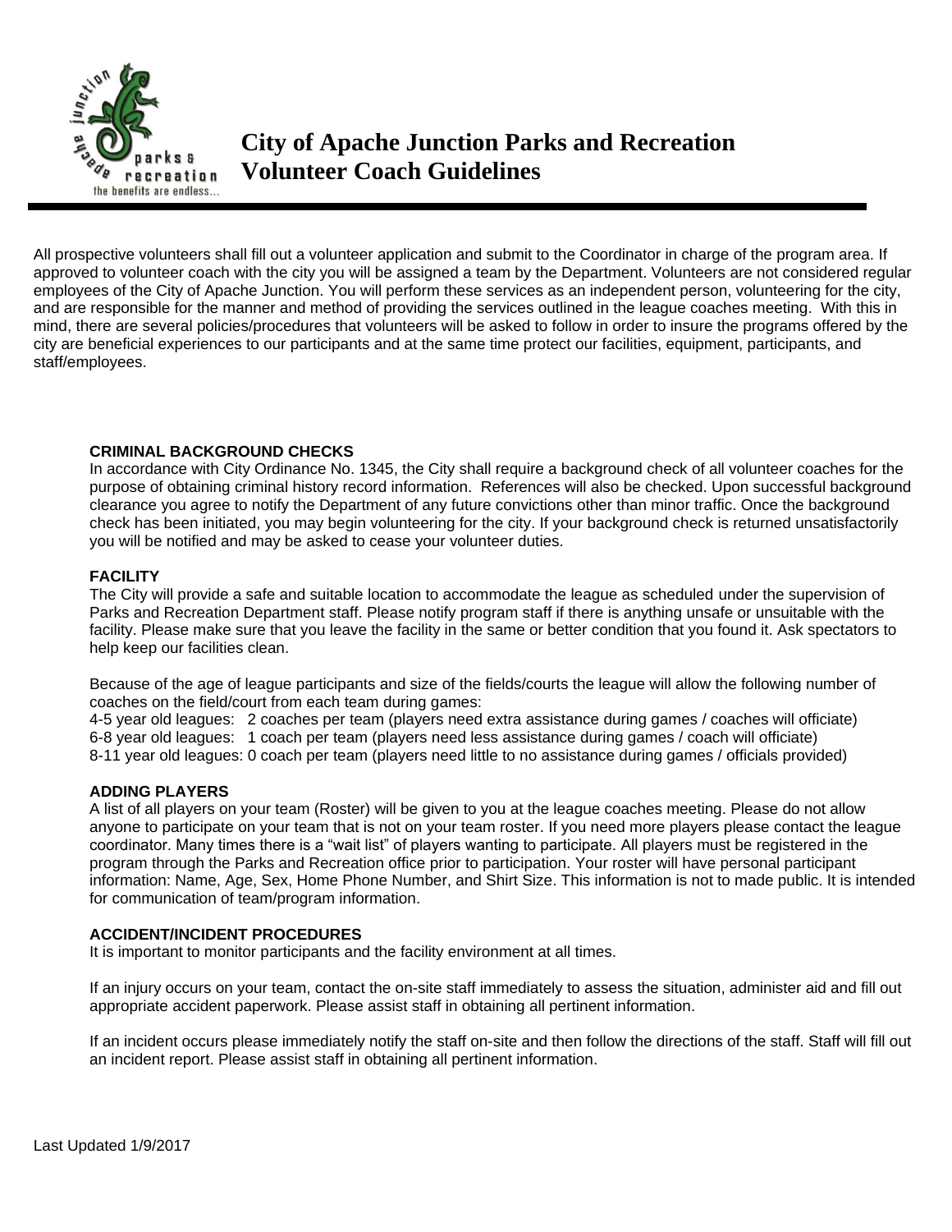# City of Apache Junction Parks and Recreation Volunteer Coach Guidelines

All prospective volunteers shall fill out a volunteer application and submit to the Coordinator in charge of the program area. If approved to volunteer coach with the city you will be assigned a team by the Department. Volunteers are not considered regular employees of the City of Apache Junction. You will perform these services as an independent person, volunteering for the city, and are responsible for the manner and method of providing the services outlined in the league coaches meeting. With this in mind, there are several policies/procedures that volunteers will be asked to follow in order to insure the programs offered by the city are beneficial experiences to our participants and at the same time protect our facilities, equipment, participants, and staff/employees.

**CRIMINAL BACKGROUND CHECKS**

In accordance with City Ordinance No. 1345, the City shall require a background check of all volunteer coaches for the purpose of obtaining criminal history record information. References will also be checked. Upon successful background clearance you agree to notify the Department of any future convictions other than minor traffic. Once the background check has been initiated, you may begin volunteering for the city. If your background check is returned unsatisfactorily you will be notified and may be asked to cease your volunteer duties.

**FACILITY**

The City will provide a safe and suitable location to accommodate the league as scheduled under the supervision of Parks and Recreation Department staff. Please notify program staff if there is anything unsafe or unsuitable with the facility. Please make sure that you leave the facility in the same or better condition that you found it. Ask spectators to help keep our facilities clean.

Because of the age of league participants and size of the fields/courts the league will allow the following number of coaches on the field/court from each team during games:

4-5 year old leagues: 2 coaches per team (players need extra assistance during games / coaches will officiate)
6-8 year old leagues: 1 coach per team (players need less assistance during games / coach will officiate)
8-11 year old leagues: 0 coach per team (players need little to no assistance during games / officials provided)

**ADDING PLAYERS**

A list of all players on your team (Roster) will be given to you at the league coaches meeting. Please do not allow anyone to participate on your team that is not on your team roster. If you need more players please contact the league coordinator. Many times there is a "wait list" of players wanting to participate. All players must be registered in the program through the Parks and Recreation office prior to participation. Your roster will have personal participant information: Name, Age, Sex, Home Phone Number, and Shirt Size. This information is not to made public. It is intended for communication of team/program information.

**ACCIDENT/INCIDENT PROCEDURES**

It is important to monitor participants and the facility environment at all times.

If an injury occurs on your team, contact the on-site staff immediately to assess the situation, administer aid and fill out appropriate accident paperwork. Please assist staff in obtaining all pertinent information.

If an incident occurs please immediately notify the staff on-site and then follow the directions of the staff. Staff will fill out an incident report. Please assist staff in obtaining all pertinent information.

Last Updated 1/9/2017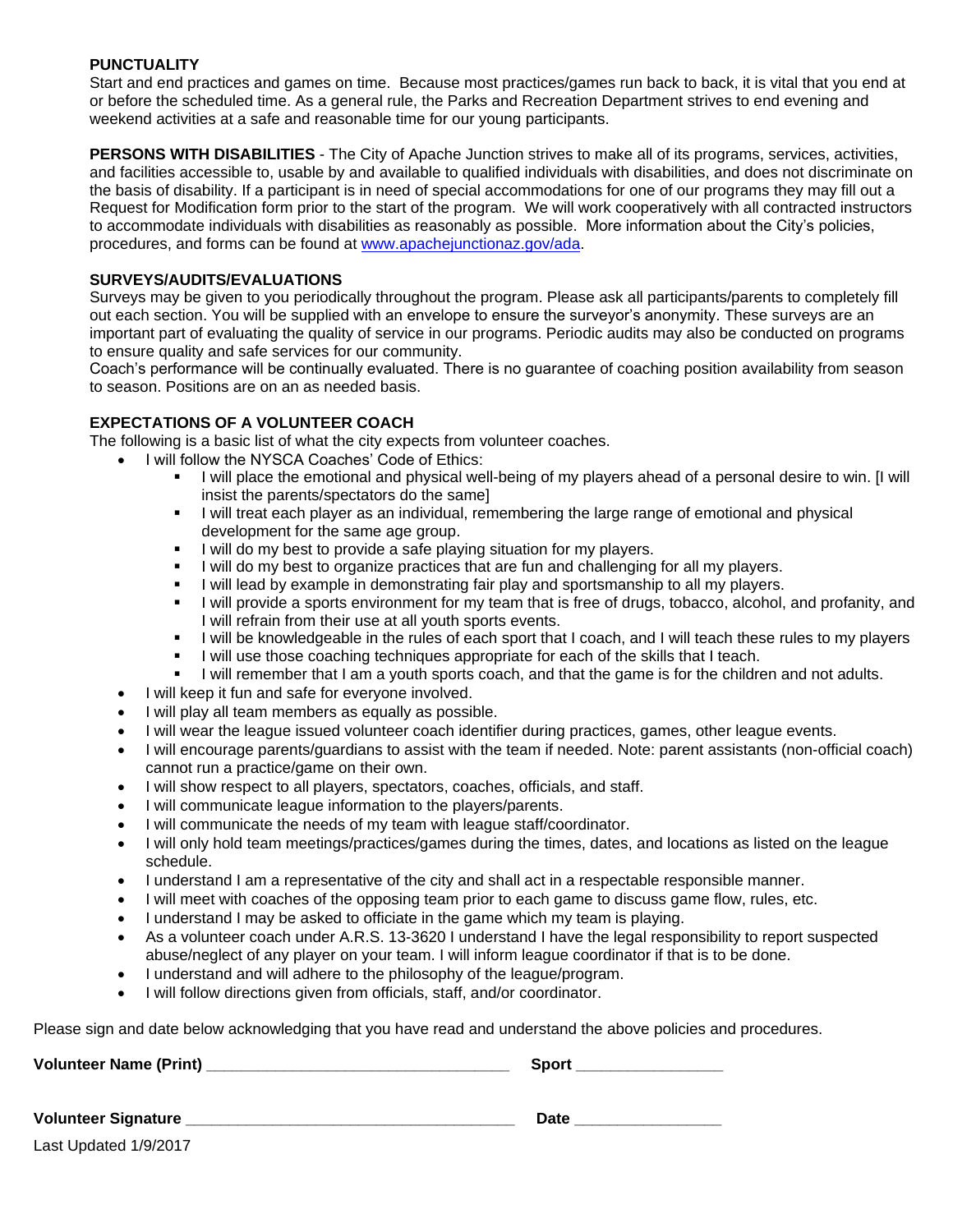**PUNCTUALITY**
Start and end practices and games on time. Because most practices/games run back to back, it is vital that you end at or before the scheduled time. As a general rule, the Parks and Recreation Department strives to end evening and weekend activities at a safe and reasonable time for our young participants.

**PERSONS WITH DISABILITIES** - The City of Apache Junction strives to make all of its programs, services, activities, and facilities accessible to, usable by and available to qualified individuals with disabilities, and does not discriminate on the basis of disability. If a participant is in need of special accommodations for one of our programs they may fill out a Request for Modification form prior to the start of the program. We will work cooperatively with all contracted instructors to accommodate individuals with disabilities as reasonably as possible. More information about the City's policies, procedures, and forms can be found at [www.apachejunctionaz.gov/ada](http://www.apachejunctionaz.gov/ada).

**SURVEYS/AUDITS/EVALUATIONS**
Surveys may be given to you periodically throughout the program. Please ask all participants/parents to completely fill out each section. You will be supplied with an envelope to ensure the surveyor's anonymity. These surveys are an important part of evaluating the quality of service in our programs. Periodic audits may also be conducted on programs to ensure quality and safe services for our community.
Coach's performance will be continually evaluated. There is no guarantee of coaching position availability from season to season. Positions are on an as needed basis.

**EXPECTATIONS OF A VOLUNTEER COACH**
The following is a basic list of what the city expects from volunteer coaches.

- I will follow the NYSCA Coaches' Code of Ethics:
  - I will place the emotional and physical well-being of my players ahead of a personal desire to win. [I will insist the parents/spectators do the same]
  - I will treat each player as an individual, remembering the large range of emotional and physical development for the same age group.
  - I will do my best to provide a safe playing situation for my players.
  - I will do my best to organize practices that are fun and challenging for all my players.
  - I will lead by example in demonstrating fair play and sportsmanship to all my players.
  - I will provide a sports environment for my team that is free of drugs, tobacco, alcohol, and profanity, and I will refrain from their use at all youth sports events.
  - I will be knowledgeable in the rules of each sport that I coach, and I will teach these rules to my players
  - I will use those coaching techniques appropriate for each of the skills that I teach.
  - I will remember that I am a youth sports coach, and that the game is for the children and not adults.
- I will keep it fun and safe for everyone involved.
- I will play all team members as equally as possible.
- I will wear the league issued volunteer coach identifier during practices, games, other league events.
- I will encourage parents/guardians to assist with the team if needed. Note: parent assistants (non-official coach) cannot run a practice/game on their own.
- I will show respect to all players, spectators, coaches, officials, and staff.
- I will communicate league information to the players/parents.
- I will communicate the needs of my team with league staff/coordinator.
- I will only hold team meetings/practices/games during the times, dates, and locations as listed on the league schedule.
- I understand I am a representative of the city and shall act in a respectable responsible manner.
- I will meet with coaches of the opposing team prior to each game to discuss game flow, rules, etc.
- I understand I may be asked to officiate in the game which my team is playing.
- As a volunteer coach under A.R.S. 13-3620 I understand I have the legal responsibility to report suspected abuse/neglect of any player on your team. I will inform league coordinator if that is to be done.
- I understand and will adhere to the philosophy of the league/program.
- I will follow directions given from officials, staff, and/or coordinator.

Please sign and date below acknowledging that you have read and understand the above policies and procedures.

**Volunteer Name (Print)** ___________________________________ **Sport** ________________

**Volunteer Signature** ______________________________________ **Date** ________________

Last Updated 1/9/2017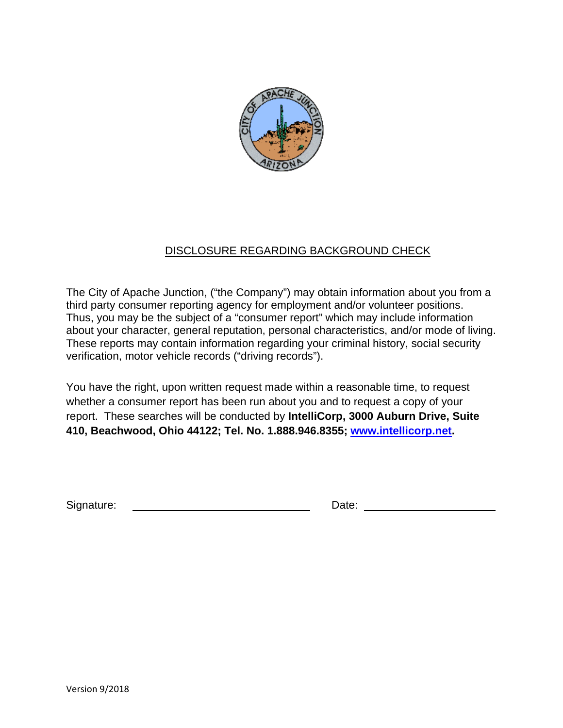# DISCLOSURE REGARDING BACKGROUND CHECK

The City of Apache Junction, ("the Company") may obtain information about you from a third party consumer reporting agency for employment and/or volunteer positions. Thus, you may be the subject of a "consumer report" which may include information about your character, general reputation, personal characteristics, and/or mode of living. These reports may contain information regarding your criminal history, social security verification, motor vehicle records ("driving records").

You have the right, upon written request made within a reasonable time, to request whether a consumer report has been run about you and to request a copy of your report. These searches will be conducted by **IntelliCorp, 3000 Auburn Drive, Suite 410, Beachwood, Ohio 44122; Tel. No. 1.888.946.8355; [www.intellicorp.net](http://www.intellicorp.net).**

Signature: ______________________________ Date: ______________________

Version 9/2018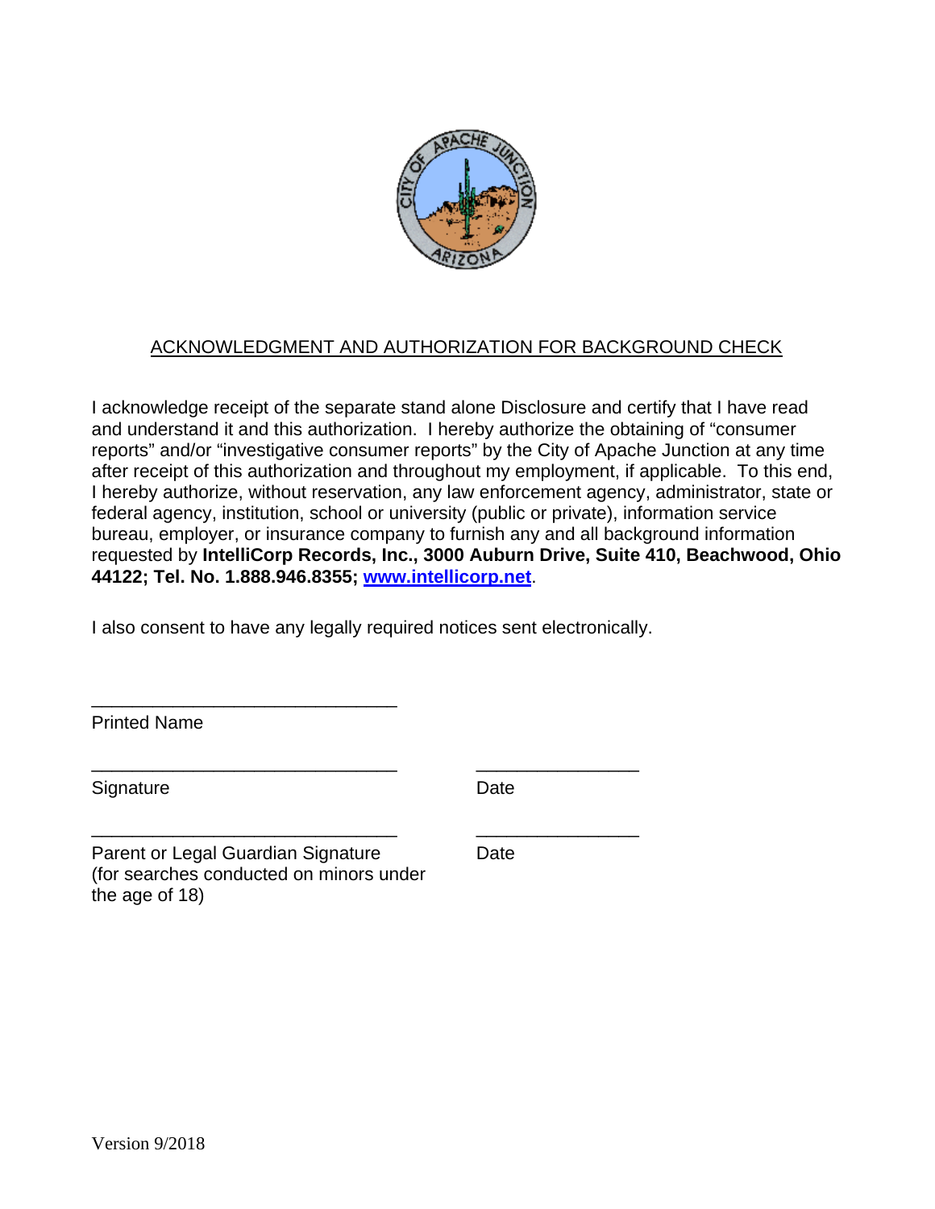# ACKNOWLEDGMENT AND AUTHORIZATION FOR BACKGROUND CHECK

I acknowledge receipt of the separate stand alone Disclosure and certify that I have read and understand it and this authorization. I hereby authorize the obtaining of "consumer reports" and/or "investigative consumer reports" by the City of Apache Junction at any time after receipt of this authorization and throughout my employment, if applicable. To this end, I hereby authorize, without reservation, any law enforcement agency, administrator, state or federal agency, institution, school or university (public or private), information service bureau, employer, or insurance company to furnish any and all background information requested by **IntelliCorp Records, Inc., 3000 Auburn Drive, Suite 410, Beachwood, Ohio 44122; Tel. No. 1.888.946.8355; www.intellicorp.net**.

I also consent to have any legally required notices sent electronically.

______________________________
Printed Name

______________________________ ________________
Signature Date

______________________________ ________________
Parent or Legal Guardian Signature Date
(for searches conducted on minors under the age of 18)

Version 9/2018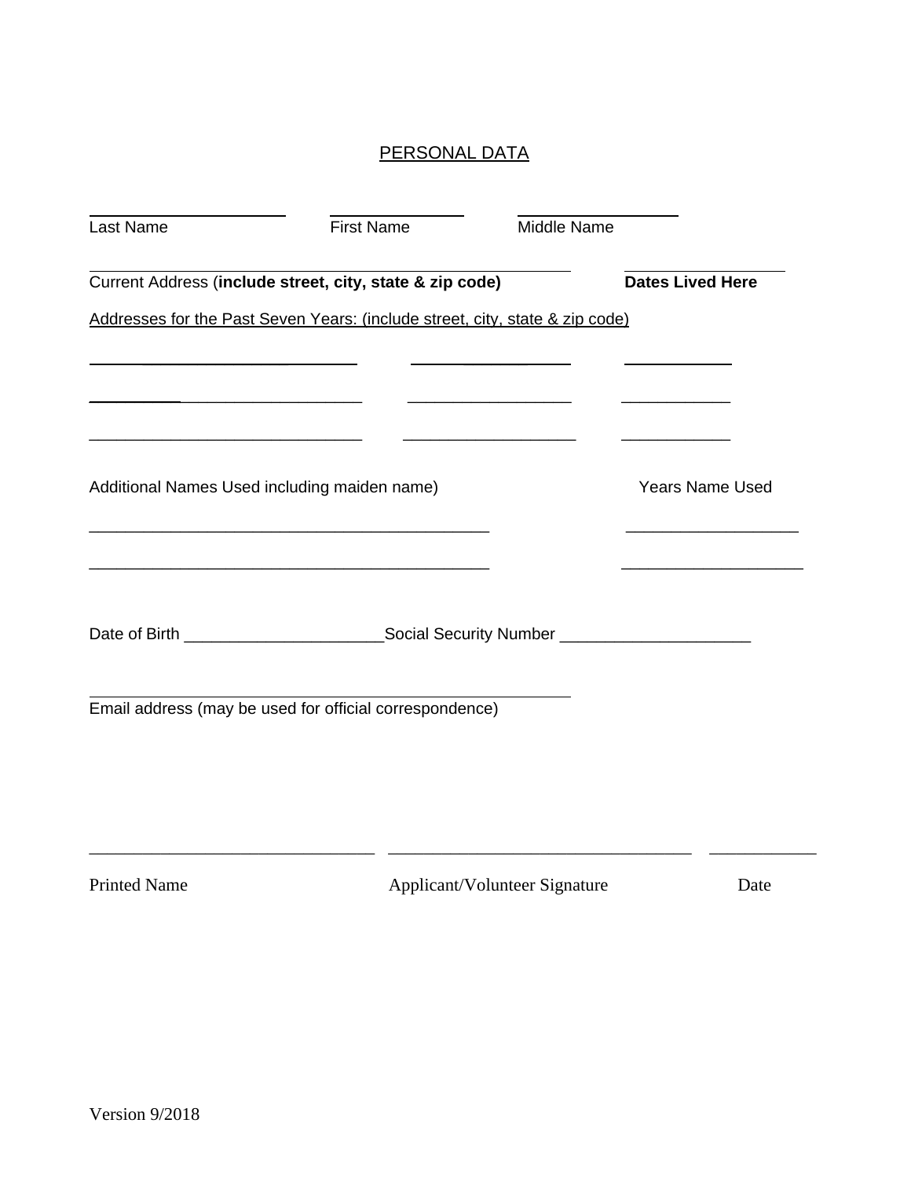PERSONAL DATA

\_\_\_\_\_\_\_\_\_\_\_\_\_\_\_\_\_\_\_\_ \_\_\_\_\_\_\_\_\_\_\_\_\_\_ \_\_\_\_\_\_\_\_\_\_\_\_\_\_\_\_\_

Last Name First Name Middle Name

\_\_\_\_\_\_\_\_\_\_\_\_\_\_\_\_\_\_\_\_\_\_\_\_\_\_\_\_\_\_\_\_\_\_\_\_\_\_\_\_\_\_\_\_\_\_\_\_\_ \_\_\_\_\_\_\_\_\_\_\_\_\_\_\_\_\_

Current Address (**include street, city, state & zip code)** **Dates Lived Here**

Addresses for the Past Seven Years: (include street, city, state & zip code)

\_\_\_\_\_\_\_\_\_\_\_\_\_\_\_\_\_\_\_\_\_\_\_\_\_\_\_\_ \_\_\_\_\_\_\_\_\_\_\_\_\_\_\_\_\_ \_\_\_\_\_\_\_\_\_

\_\_\_\_\_\_\_\_\_\_\_\_\_\_\_\_\_\_\_\_\_\_\_\_\_\_\_\_\_\_ \_\_\_\_\_\_\_\_\_\_\_\_\_\_\_\_\_\_ \_\_\_\_\_\_\_\_\_\_\_\_

\_\_\_\_\_\_\_\_\_\_\_\_\_\_\_\_\_\_\_\_\_\_\_\_\_\_\_\_\_\_ \_\_\_\_\_\_\_\_\_\_\_\_\_\_\_\_\_\_\_ \_\_\_\_\_\_\_\_\_\_\_\_

Additional Names Used including maiden name) Years Name Used

\_\_\_\_\_\_\_\_\_\_\_\_\_\_\_\_\_\_\_\_\_\_\_\_\_\_\_\_\_\_\_\_\_\_\_\_\_\_\_\_\_\_\_\_ \_\_\_\_\_\_\_\_\_\_\_\_\_\_\_\_\_\_\_

\_\_\_\_\_\_\_\_\_\_\_\_\_\_\_\_\_\_\_\_\_\_\_\_\_\_\_\_\_\_\_\_\_\_\_\_\_\_\_\_\_\_\_\_ \_\_\_\_\_\_\_\_\_\_\_\_\_\_\_\_\_\_\_\_

Date of Birth \_\_\_\_\_\_\_\_\_\_\_\_\_\_\_\_\_\_\_\_\_\_Social Security Number \_\_\_\_\_\_\_\_\_\_\_\_\_\_\_\_\_\_\_\_\_

\_\_\_\_\_\_\_\_\_\_\_\_\_\_\_\_\_\_\_\_\_\_\_\_\_\_\_\_\_\_\_\_\_\_\_\_\_\_\_\_\_\_\_\_\_\_\_\_\_

Email address (may be used for official correspondence)

\_\_\_\_\_\_\_\_\_\_\_\_\_\_\_\_\_\_\_\_\_\_\_\_\_\_\_\_\_\_\_ \_\_\_\_\_\_\_\_\_\_\_\_\_\_\_\_\_\_\_\_\_\_\_\_\_\_\_\_\_\_\_\_\_ \_\_\_\_\_\_\_\_\_\_\_\_

Printed Name Applicant/Volunteer Signature Date

Version 9/2018